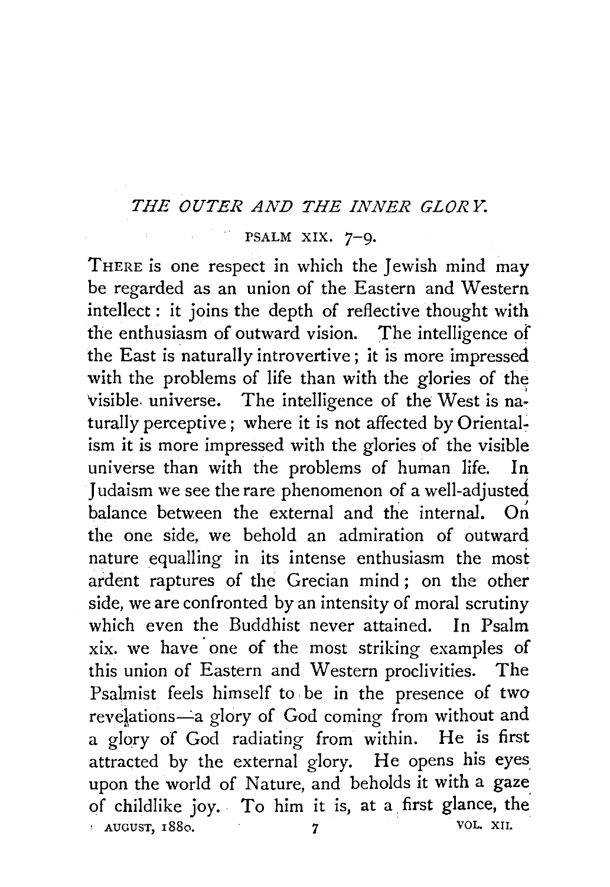## *THE OUTER AND THE INNER GLORY.*

PSALM XIX. 7–9.

THERE is one respect in which the Jewish mind may be regarded as an union of the Eastern and Western intellect: it joins the depth of reflective thought with the enthusiasm of outward vision. The intelligence of the East is naturally introvertive; it is more impressed with the problems of life than with the glories of the visible universe. The intelligence of the West is naturally perceptive; where it is not affected by Orientalism it is more impressed with the glories of the visible universe than with the problems of human life. In Judaism we see the rare phenomenon of a well-adjusted balance between the external and the internal. On the one side, we behold an admiration of outward nature equalling in its intense enthusiasm the most ardent raptures of the Grecian mind; on the other side, we are confronted by an intensity of moral scrutiny which even the Buddhist never attained. In Psalm xix. we have one of the most striking examples of this union of Eastern and Western proclivities. The Psalmist feels himself to be in the presence of two revelations—a glory of God coming from without and a glory of God radiating from within. He is first attracted by the external glory. He opens his eyes upon the world of Nature, and beholds it with a gaze of childlike joy. To him it is, at a first glance, the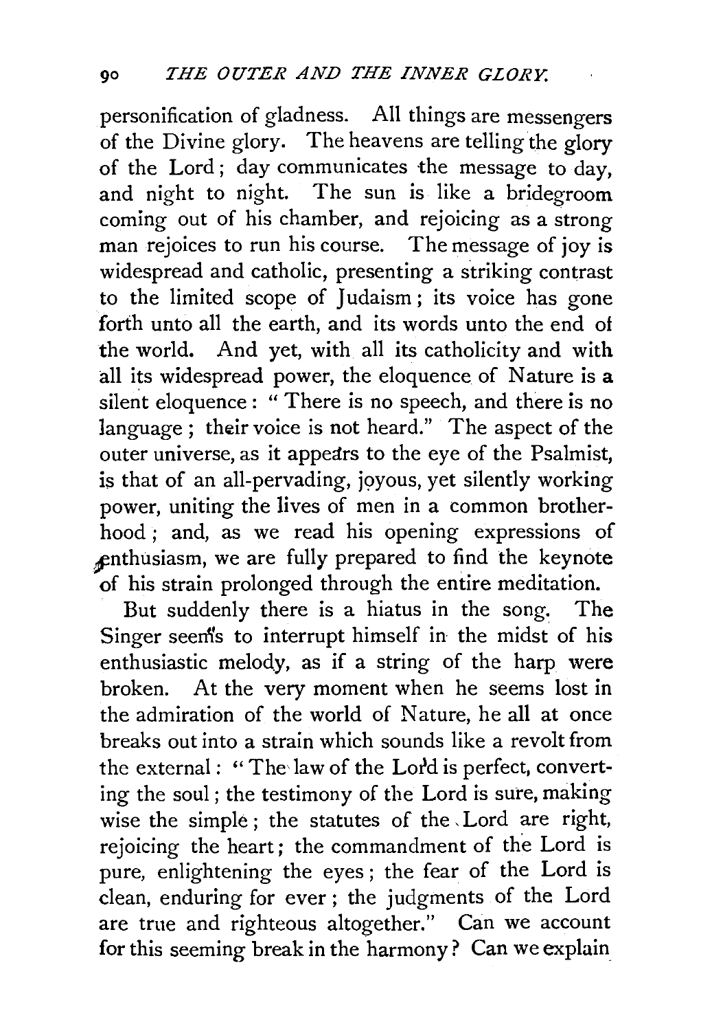personification of gladness. All things are messengers of the Divine glory. The heavens are telling the glory of the Lord; day communicates the message to day, and night to night. The sun is like a bridegroom coming out of his chamber, and rejoicing as a strong man rejoices to run his course. The message of joy is widespread and catholic, presenting a striking contrast to the limited scope of Judaism; its voice has gone forth unto all the earth, and its words unto the end of the world. And yet, with all its catholicity and with all its widespread power, the eloquence of Nature is a silent eloquence: "There is no speech, and there is no language; their voice is not heard." The aspect of the outer universe, as it appears to the eye of the Psalmist, is that of an all-pervading, joyous, yet silently working power, uniting the lives of men in a common brotherhood; and, as we read his opening expressions of enthusiasm, we are fully prepared to find the keynote of his strain prolonged through the entire meditation.

But suddenly there is a hiatus in the song. The Singer seems to interrupt himself in the midst of his enthusiastic melody, as if a string of the harp were broken. At the very moment when he seems lost in the admiration of the world of Nature, he all at once breaks out into a strain which sounds like a revolt from the external: "The law of the Lord is perfect, converting the soul; the testimony of the Lord is sure, making wise the simple; the statutes of the Lord are right, rejoicing the heart; the commandment of the Lord is pure, enlightening the eyes; the fear of the Lord is clean, enduring for ever; the judgments of the Lord are true and righteous altogether." Can we account for this seeming break in the harmony? Can we explain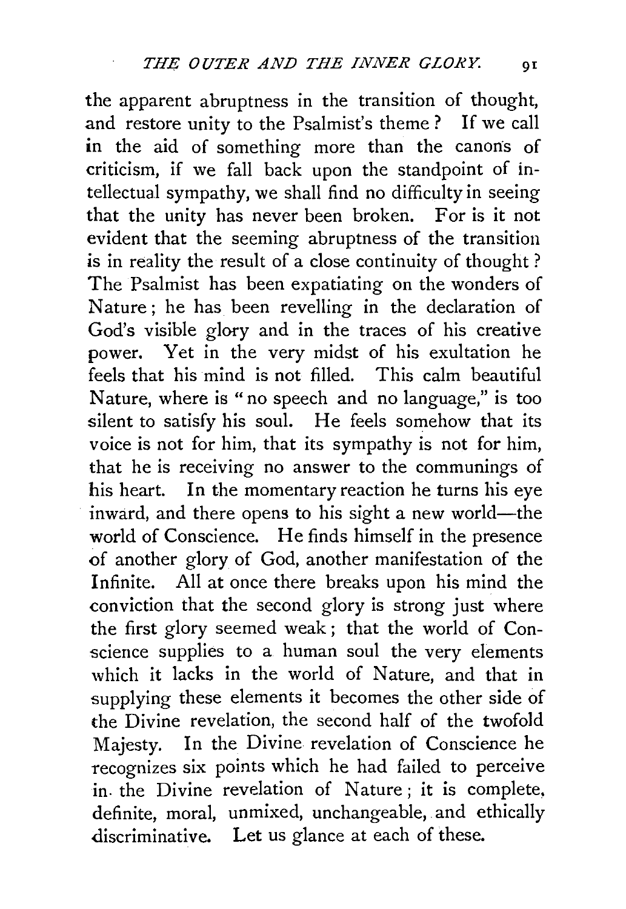the apparent abruptness in the transition of thought, and restore unity to the Psalmist's theme? If we call in the aid of something more than the canons of criticism, if we fall back upon the standpoint of intellectual sympathy, we shall find no difficulty in seeing that the unity has never been broken. For is it not evident that the seeming abruptness of the transition is in reality the result of a close continuity of thought? The Psalmist has been expatiating on the wonders of Nature; he has been revelling in the declaration of God's visible glory and in the traces of his creative power. Yet in the very midst of his exultation he feels that his mind is not filled. This calm beautiful Nature, where is "no speech and no language," is too silent to satisfy his soul. He feels somehow that its voice is not for him, that its sympathy is not for him, that he is receiving no answer to the communings of his heart. In the momentary reaction he turns his eye inward, and there opens to his sight a new world—the world of Conscience. He finds himself in the presence of another glory of God, another manifestation of the Infinite. All at once there breaks upon his mind the conviction that the second glory is strong just where the first glory seemed weak; that the world of Conscience supplies to a human soul the very elements which it lacks in the world of Nature, and that in supplying these elements it becomes the other side of the Divine revelation, the second half of the twofold Majesty. In the Divine revelation of Conscience he recognizes six points which he had failed to perceive in the Divine revelation of Nature; it is complete, definite, moral, unmixed, unchangeable, and ethically discriminative. Let us glance at each of these.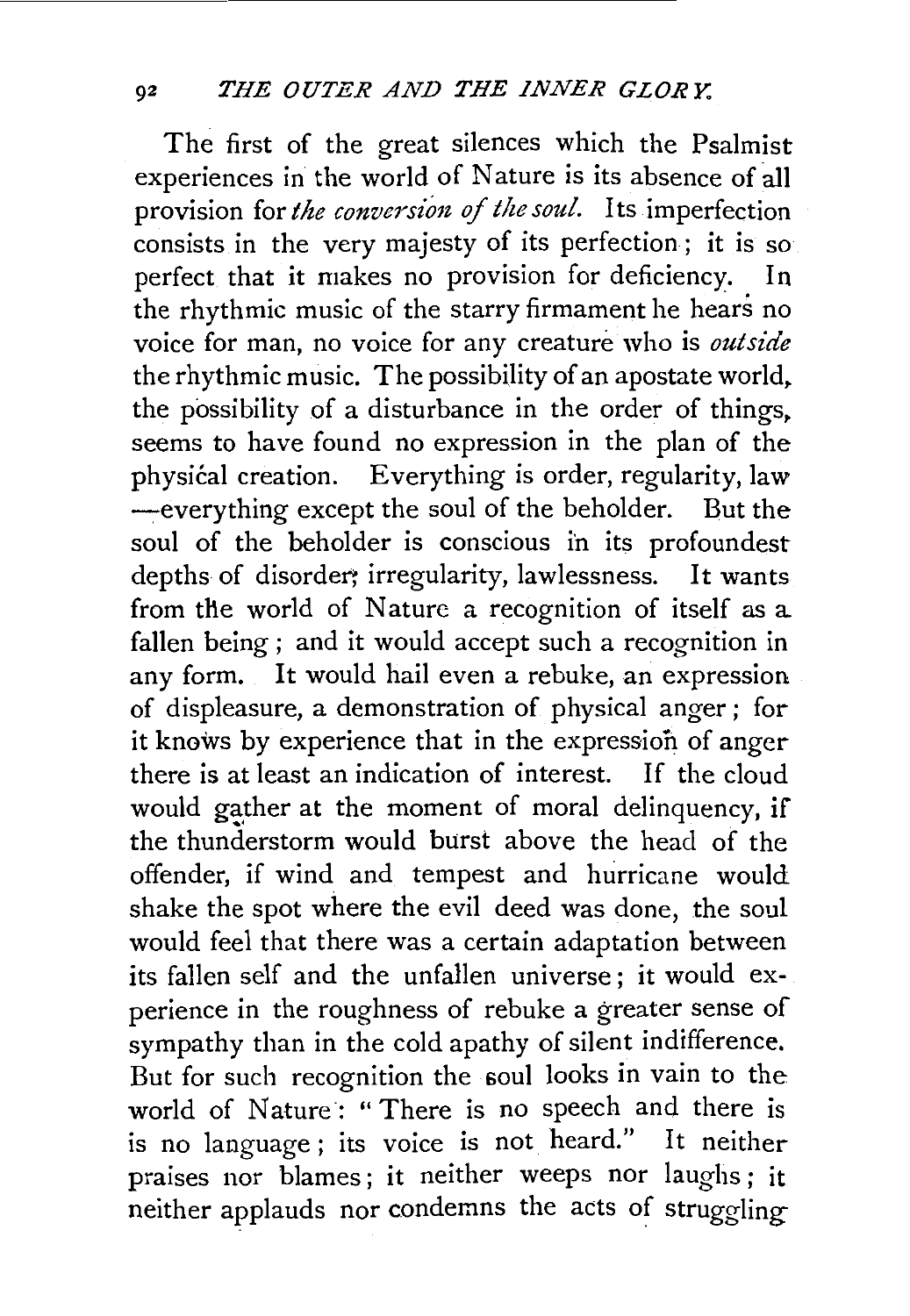The first of the great silences which the Psalmist experiences in the world of Nature is its absence of all provision for *the conversion of the soul*. Its imperfection consists in the very majesty of its perfection; it is so perfect that it makes no provision for deficiency. In the rhythmic music of the starry firmament he hears no voice for man, no voice for any creature who is *outside* the rhythmic music. The possibility of an apostate world, the possibility of a disturbance in the order of things, seems to have found no expression in the plan of the physical creation. Everything is order, regularity, law —everything except the soul of the beholder. But the soul of the beholder is conscious in its profoundest depths of disorder, irregularity, lawlessness. It wants from the world of Nature a recognition of itself as a fallen being; and it would accept such a recognition in any form. It would hail even a rebuke, an expression of displeasure, a demonstration of physical anger; for it knows by experience that in the expression of anger there is at least an indication of interest. If the cloud would gather at the moment of moral delinquency, if the thunderstorm would burst above the head of the offender, if wind and tempest and hurricane would shake the spot where the evil deed was done, the soul would feel that there was a certain adaptation between its fallen self and the unfallen universe; it would experience in the roughness of rebuke a greater sense of sympathy than in the cold apathy of silent indifference. But for such recognition the soul looks in vain to the world of Nature: "There is no speech and there is is no language; its voice is not heard." It neither praises nor blames; it neither weeps nor laughs; it neither applauds nor condemns the acts of struggling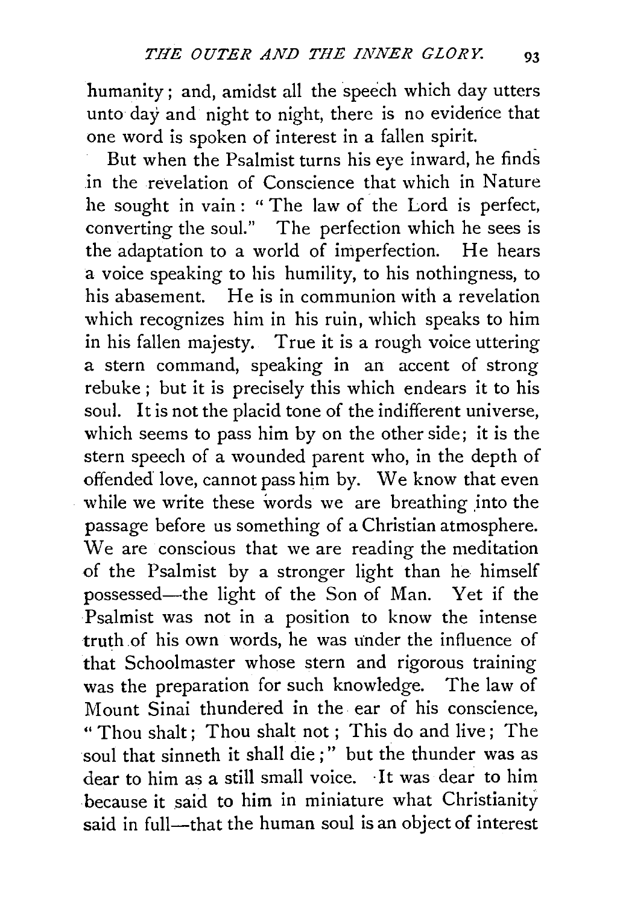humanity; and, amidst all the speech which day utters unto day and night to night, there is no evidence that one word is spoken of interest in a fallen spirit.

But when the Psalmist turns his eye inward, he finds in the revelation of Conscience that which in Nature he sought in vain: "The law of the Lord is perfect, converting the soul." The perfection which he sees is the adaptation to a world of imperfection. He hears a voice speaking to his humility, to his nothingness, to his abasement. He is in communion with a revelation which recognizes him in his ruin, which speaks to him in his fallen majesty. True it is a rough voice uttering a stern command, speaking in an accent of strong rebuke; but it is precisely this which endears it to his soul. It is not the placid tone of the indifferent universe, which seems to pass him by on the other side; it is the stern speech of a wounded parent who, in the depth of offended love, cannot pass him by. We know that even while we write these words we are breathing into the passage before us something of a Christian atmosphere. We are conscious that we are reading the meditation of the Psalmist by a stronger light than he himself possessed—the light of the Son of Man. Yet if the Psalmist was not in a position to know the intense truth of his own words, he was under the influence of that Schoolmaster whose stern and rigorous training was the preparation for such knowledge. The law of Mount Sinai thundered in the ear of his conscience, "Thou shalt; Thou shalt not; This do and live; The soul that sinneth it shall die;" but the thunder was as dear to him as a still small voice. It was dear to him because it said to him in miniature what Christianity said in full—that the human soul is an object of interest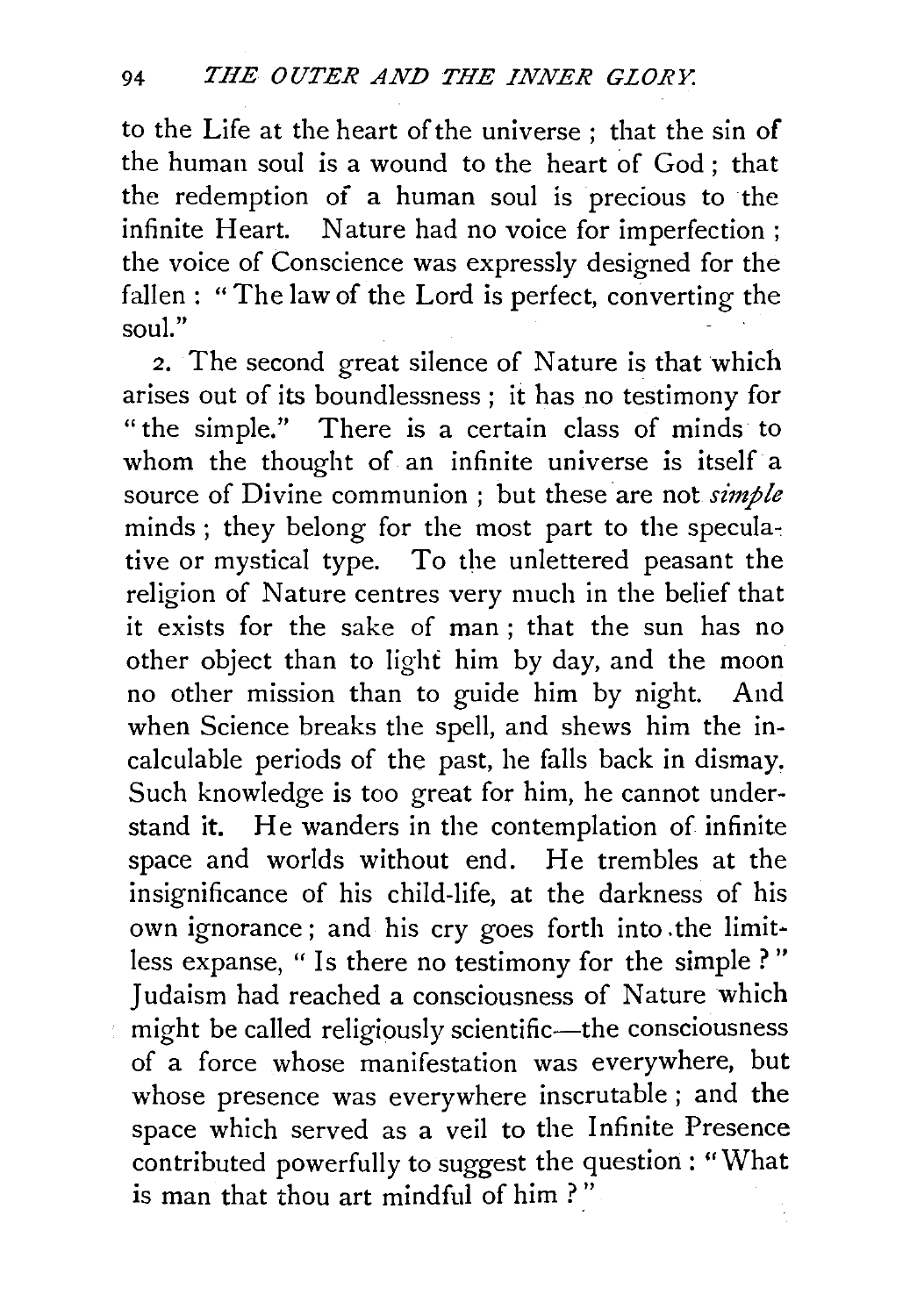to the Life at the heart of the universe; that the sin of the human soul is a wound to the heart of God; that the redemption of a human soul is precious to the infinite Heart. Nature had no voice for imperfection; the voice of Conscience was expressly designed for the fallen: "The law of the Lord is perfect, converting the soul."

2. The second great silence of Nature is that which arises out of its boundlessness; it has no testimony for "the simple." There is a certain class of minds to whom the thought of an infinite universe is itself a source of Divine communion; but these are not *simple* minds; they belong for the most part to the speculative or mystical type. To the unlettered peasant the religion of Nature centres very much in the belief that it exists for the sake of man; that the sun has no other object than to light him by day, and the moon no other mission than to guide him by night. And when Science breaks the spell, and shews him the incalculable periods of the past, he falls back in dismay. Such knowledge is too great for him, he cannot understand it. He wanders in the contemplation of infinite space and worlds without end. He trembles at the insignificance of his child-life, at the darkness of his own ignorance; and his cry goes forth into the limitless expanse, "Is there no testimony for the simple?" Judaism had reached a consciousness of Nature which might be called religiously scientific—the consciousness of a force whose manifestation was everywhere, but whose presence was everywhere inscrutable; and the space which served as a veil to the Infinite Presence contributed powerfully to suggest the question: "What is man that thou art mindful of him?"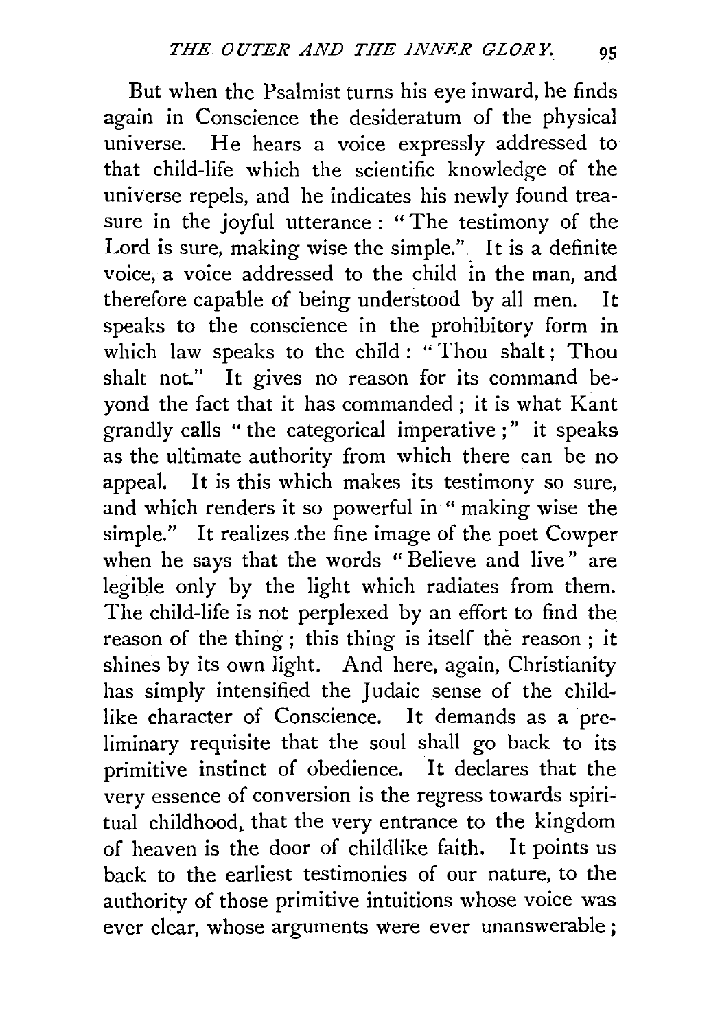But when the Psalmist turns his eye inward, he finds again in Conscience the desideratum of the physical universe. He hears a voice expressly addressed to that child-life which the scientific knowledge of the universe repels, and he indicates his newly found treasure in the joyful utterance: "The testimony of the Lord is sure, making wise the simple." It is a definite voice, a voice addressed to the child in the man, and therefore capable of being understood by all men. It speaks to the conscience in the prohibitory form in which law speaks to the child: "Thou shalt; Thou shalt not." It gives no reason for its command beyond the fact that it has commanded; it is what Kant grandly calls "the categorical imperative;" it speaks as the ultimate authority from which there can be no appeal. It is this which makes its testimony so sure, and which renders it so powerful in "making wise the simple." It realizes the fine image of the poet Cowper when he says that the words "Believe and live" are legible only by the light which radiates from them. The child-life is not perplexed by an effort to find the reason of the thing; this thing is itself the reason; it shines by its own light. And here, again, Christianity has simply intensified the Judaic sense of the childlike character of Conscience. It demands as a preliminary requisite that the soul shall go back to its primitive instinct of obedience. It declares that the very essence of conversion is the regress towards spiritual childhood, that the very entrance to the kingdom of heaven is the door of childlike faith. It points us back to the earliest testimonies of our nature, to the authority of those primitive intuitions whose voice was ever clear, whose arguments were ever unanswerable;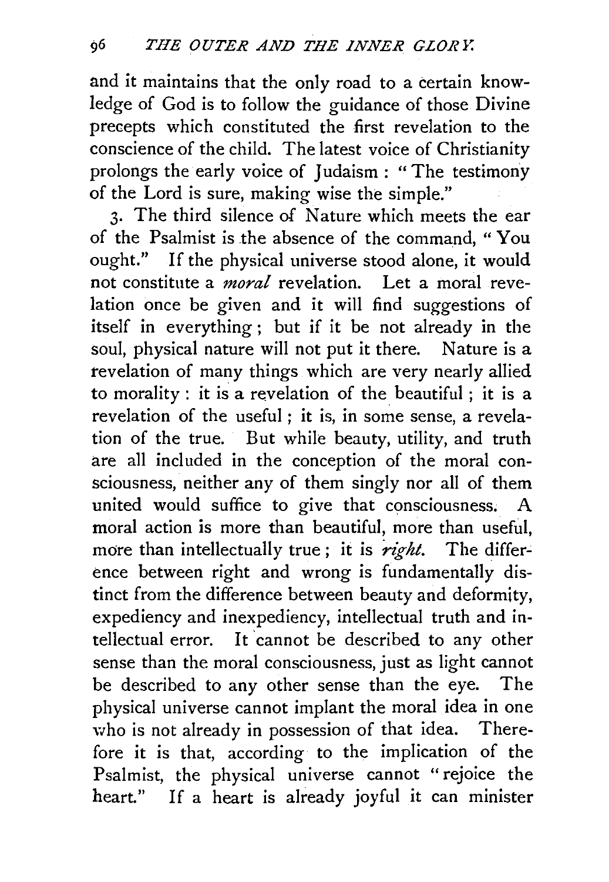and it maintains that the only road to a certain knowledge of God is to follow the guidance of those Divine precepts which constituted the first revelation to the conscience of the child. The latest voice of Christianity prolongs the early voice of Judaism: "The testimony of the Lord is sure, making wise the simple."

3. The third silence of Nature which meets the ear of the Psalmist is the absence of the command, "You ought." If the physical universe stood alone, it would not constitute a *moral* revelation. Let a moral revelation once be given and it will find suggestions of itself in everything; but if it be not already in the soul, physical nature will not put it there. Nature is a revelation of many things which are very nearly allied to morality: it is a revelation of the beautiful; it is a revelation of the useful; it is, in some sense, a revelation of the true. But while beauty, utility, and truth are all included in the conception of the moral consciousness, neither any of them singly nor all of them united would suffice to give that consciousness. A moral action is more than beautiful, more than useful, more than intellectually true; it is *right*. The difference between right and wrong is fundamentally distinct from the difference between beauty and deformity, expediency and inexpediency, intellectual truth and intellectual error. It cannot be described to any other sense than the moral consciousness, just as light cannot be described to any other sense than the eye. The physical universe cannot implant the moral idea in one who is not already in possession of that idea. Therefore it is that, according to the implication of the Psalmist, the physical universe cannot "rejoice the heart." If a heart is already joyful it can minister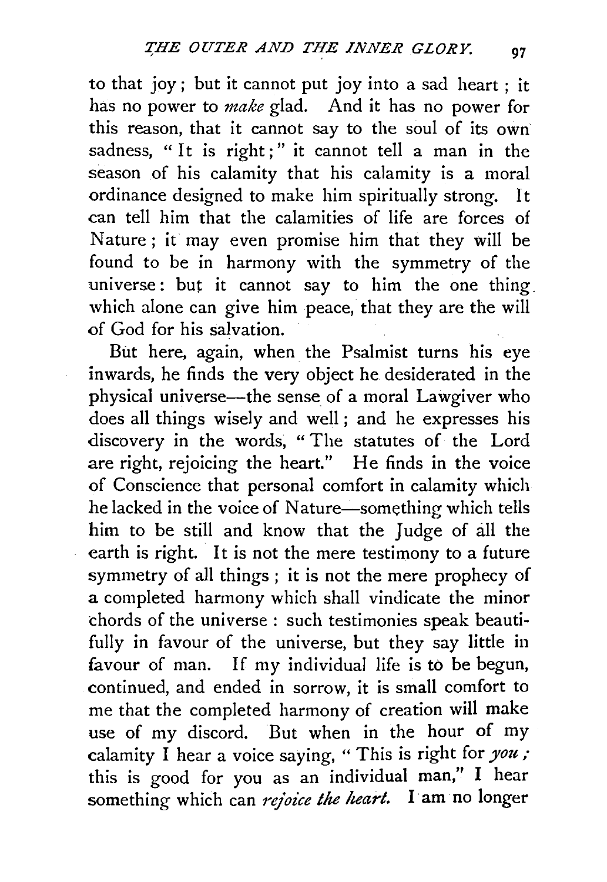to that joy; but it cannot put joy into a sad heart; it has no power to *make* glad. And it has no power for this reason, that it cannot say to the soul of its own sadness, "It is right;" it cannot tell a man in the season of his calamity that his calamity is a moral ordinance designed to make him spiritually strong. It can tell him that the calamities of life are forces of Nature; it may even promise him that they will be found to be in harmony with the symmetry of the universe: but it cannot say to him the one thing which alone can give him peace, that they are the will of God for his salvation.

But here, again, when the Psalmist turns his eye inwards, he finds the very object he desiderated in the physical universe—the sense of a moral Lawgiver who does all things wisely and well; and he expresses his discovery in the words, "The statutes of the Lord are right, rejoicing the heart." He finds in the voice of Conscience that personal comfort in calamity which he lacked in the voice of Nature—something which tells him to be still and know that the Judge of all the earth is right. It is not the mere testimony to a future symmetry of all things; it is not the mere prophecy of a completed harmony which shall vindicate the minor chords of the universe: such testimonies speak beautifully in favour of the universe, but they say little in favour of man. If my individual life is to be begun, continued, and ended in sorrow, it is small comfort to me that the completed harmony of creation will make use of my discord. But when in the hour of my calamity I hear a voice saying, "This is right for *you*; this is good for you as an individual man," I hear something which can *rejoice the heart*. I am no longer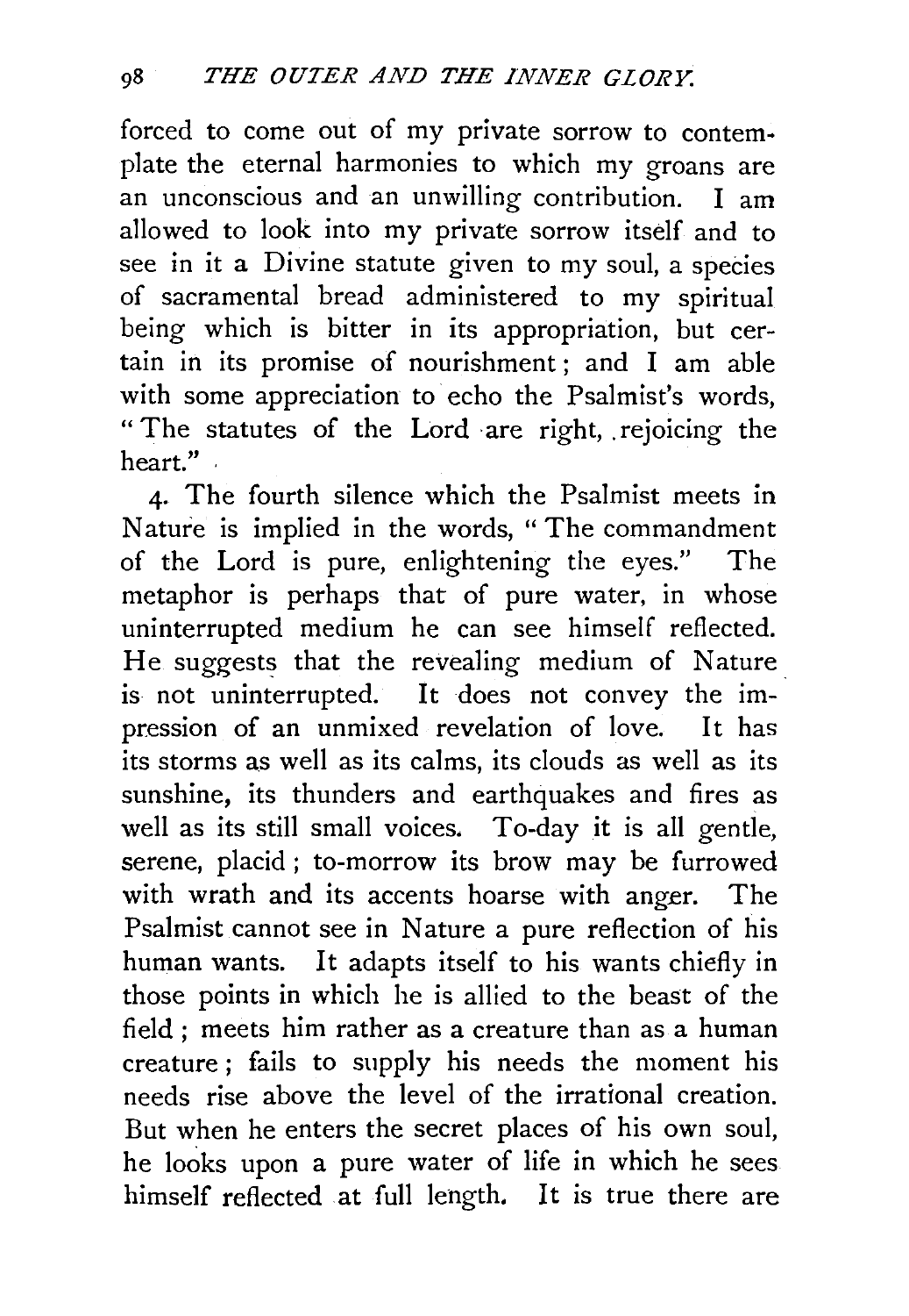forced to come out of my private sorrow to contemplate the eternal harmonies to which my groans are an unconscious and an unwilling contribution. I am allowed to look into my private sorrow itself and to see in it a Divine statute given to my soul, a species of sacramental bread administered to my spiritual being which is bitter in its appropriation, but certain in its promise of nourishment; and I am able with some appreciation to echo the Psalmist's words, "The statutes of the Lord are right, rejoicing the heart."

4. The fourth silence which the Psalmist meets in Nature is implied in the words, "The commandment of the Lord is pure, enlightening the eyes." The metaphor is perhaps that of pure water, in whose uninterrupted medium he can see himself reflected. He suggests that the revealing medium of Nature is not uninterrupted. It does not convey the impression of an unmixed revelation of love. It has its storms as well as its calms, its clouds as well as its sunshine, its thunders and earthquakes and fires as well as its still small voices. To-day it is all gentle, serene, placid; to-morrow its brow may be furrowed with wrath and its accents hoarse with anger. The Psalmist cannot see in Nature a pure reflection of his human wants. It adapts itself to his wants chiefly in those points in which he is allied to the beast of the field; meets him rather as a creature than as a human creature; fails to supply his needs the moment his needs rise above the level of the irrational creation. But when he enters the secret places of his own soul, he looks upon a pure water of life in which he sees himself reflected at full length. It is true there are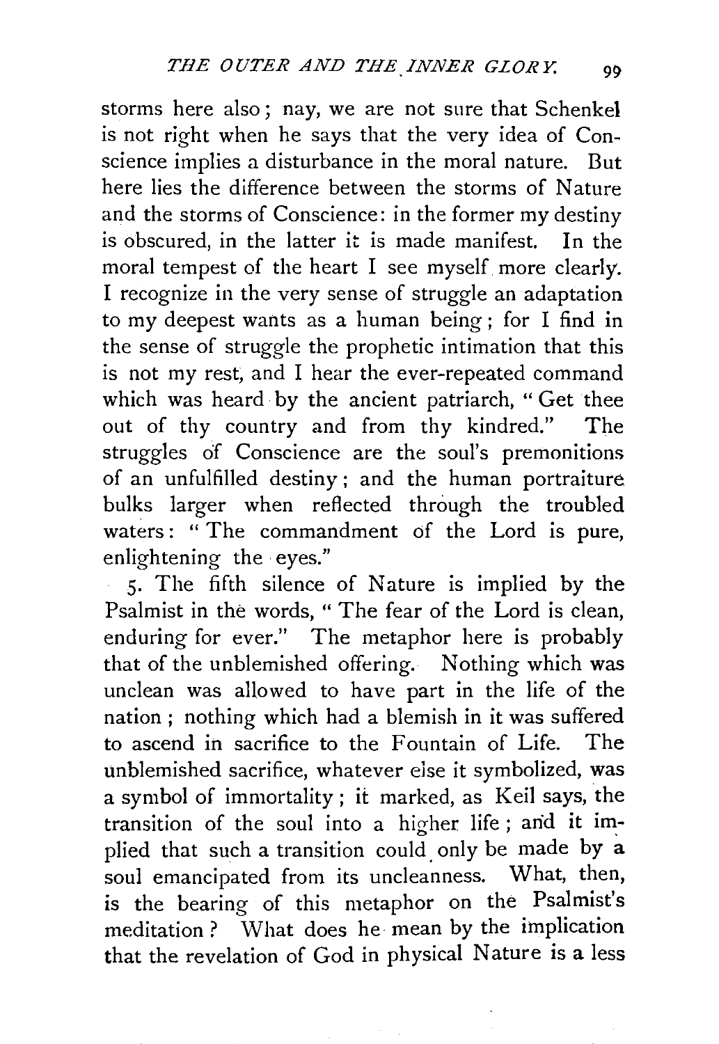storms here also; nay, we are not sure that Schenkel is not right when he says that the very idea of Conscience implies a disturbance in the moral nature. But here lies the difference between the storms of Nature and the storms of Conscience: in the former my destiny is obscured, in the latter it is made manifest. In the moral tempest of the heart I see myself more clearly. I recognize in the very sense of struggle an adaptation to my deepest wants as a human being; for I find in the sense of struggle the prophetic intimation that this is not my rest, and I hear the ever-repeated command which was heard by the ancient patriarch, "Get thee out of thy country and from thy kindred." The struggles of Conscience are the soul's premonitions of an unfulfilled destiny; and the human portraiture bulks larger when reflected through the troubled waters: "The commandment of the Lord is pure, enlightening the eyes."

5. The fifth silence of Nature is implied by the Psalmist in the words, "The fear of the Lord is clean, enduring for ever." The metaphor here is probably that of the unblemished offering. Nothing which was unclean was allowed to have part in the life of the nation; nothing which had a blemish in it was suffered to ascend in sacrifice to the Fountain of Life. The unblemished sacrifice, whatever else it symbolized, was a symbol of immortality; it marked, as Keil says, the transition of the soul into a higher life; and it implied that such a transition could only be made by a soul emancipated from its uncleanness. What, then, is the bearing of this metaphor on the Psalmist's meditation? What does he mean by the implication that the revelation of God in physical Nature is a less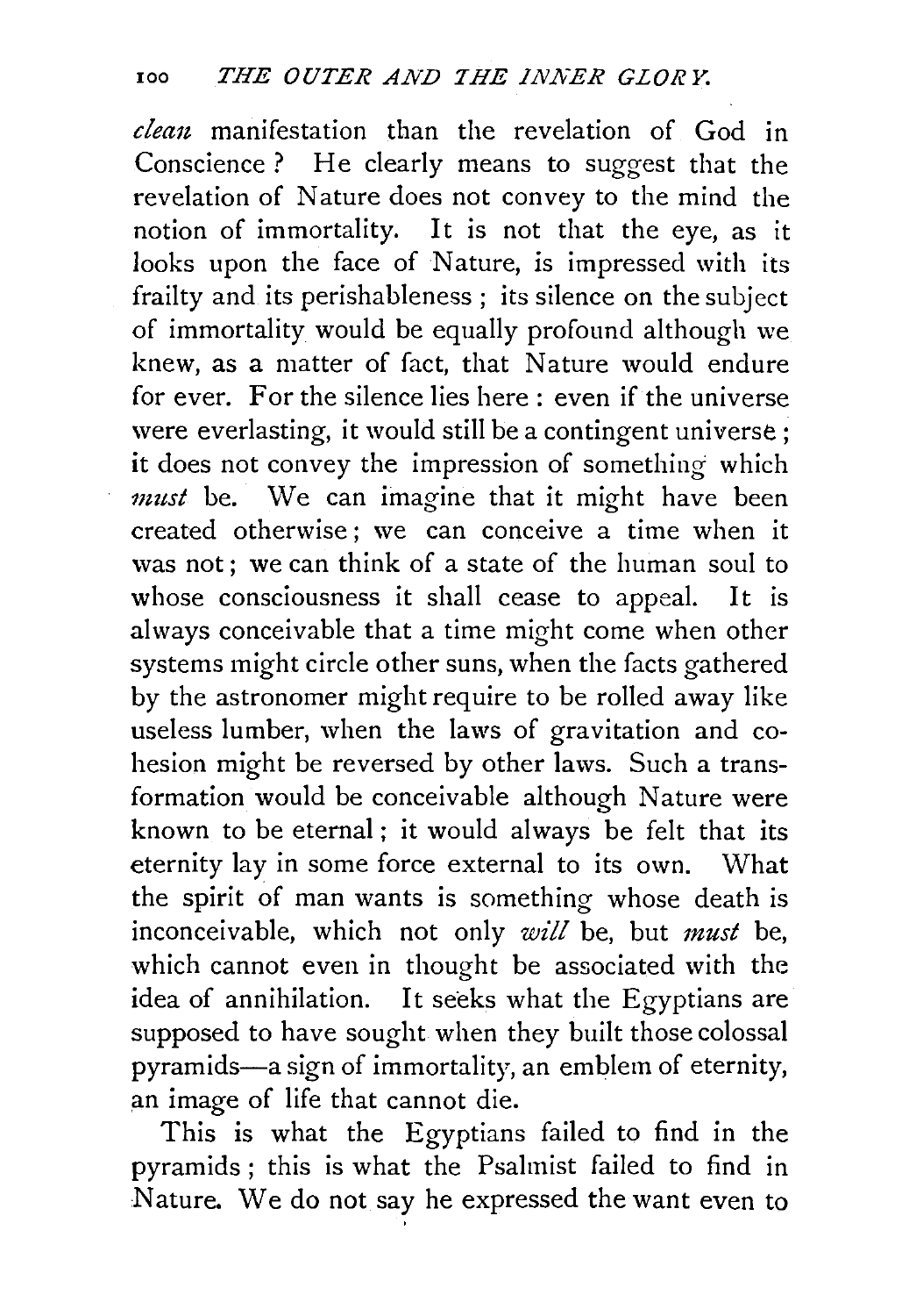*clean* manifestation than the revelation of God in Conscience? He clearly means to suggest that the revelation of Nature does not convey to the mind the notion of immortality. It is not that the eye, as it looks upon the face of Nature, is impressed with its frailty and its perishableness; its silence on the subject of immortality would be equally profound although we knew, as a matter of fact, that Nature would endure for ever. For the silence lies here: even if the universe were everlasting, it would still be a contingent universe; it does not convey the impression of something which *must* be. We can imagine that it might have been created otherwise; we can conceive a time when it was not; we can think of a state of the human soul to whose consciousness it shall cease to appeal. It is always conceivable that a time might come when other systems might circle other suns, when the facts gathered by the astronomer might require to be rolled away like useless lumber, when the laws of gravitation and cohesion might be reversed by other laws. Such a transformation would be conceivable although Nature were known to be eternal; it would always be felt that its eternity lay in some force external to its own. What the spirit of man wants is something whose death is inconceivable, which not only *will* be, but *must* be, which cannot even in thought be associated with the idea of annihilation. It seeks what the Egyptians are supposed to have sought when they built those colossal pyramids—a sign of immortality, an emblem of eternity, an image of life that cannot die.

This is what the Egyptians failed to find in the pyramids; this is what the Psalmist failed to find in Nature. We do not say he expressed the want even to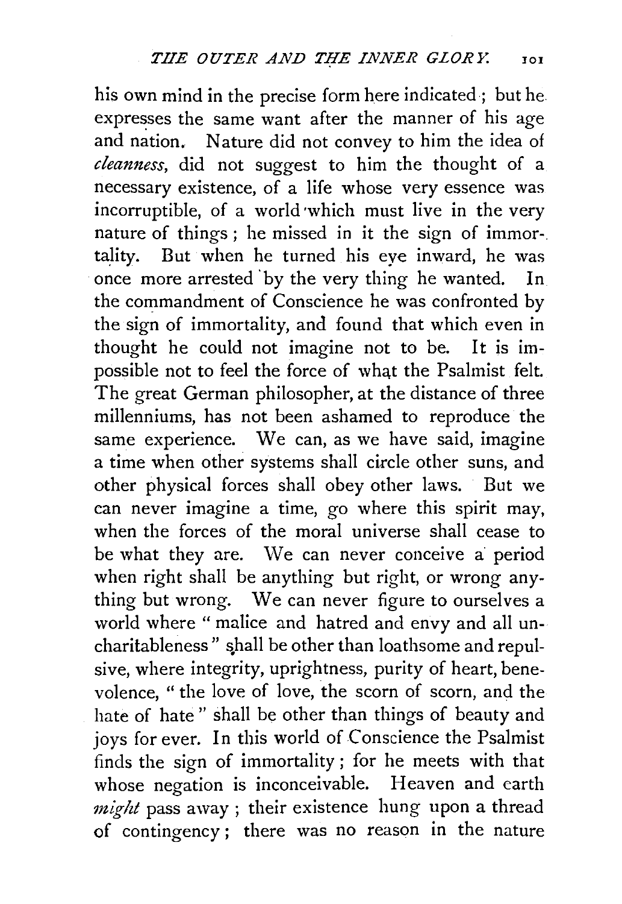his own mind in the precise form here indicated; but he expresses the same want after the manner of his age and nation. Nature did not convey to him the idea of *cleanness*, did not suggest to him the thought of a necessary existence, of a life whose very essence was incorruptible, of a world which must live in the very nature of things; he missed in it the sign of immortality. But when he turned his eye inward, he was once more arrested by the very thing he wanted. In the commandment of Conscience he was confronted by the sign of immortality, and found that which even in thought he could not imagine not to be. It is impossible not to feel the force of what the Psalmist felt. The great German philosopher, at the distance of three millenniums, has not been ashamed to reproduce the same experience. We can, as we have said, imagine a time when other systems shall circle other suns, and other physical forces shall obey other laws. But we can never imagine a time, go where this spirit may, when the forces of the moral universe shall cease to be what they are. We can never conceive a period when right shall be anything but right, or wrong anything but wrong. We can never figure to ourselves a world where "malice and hatred and envy and all uncharitableness" shall be other than loathsome and repulsive, where integrity, uprightness, purity of heart, benevolence, "the love of love, the scorn of scorn, and the hate of hate" shall be other than things of beauty and joys for ever. In this world of Conscience the Psalmist finds the sign of immortality; for he meets with that whose negation is inconceivable. Heaven and earth *might* pass away; their existence hung upon a thread of contingency; there was no reason in the nature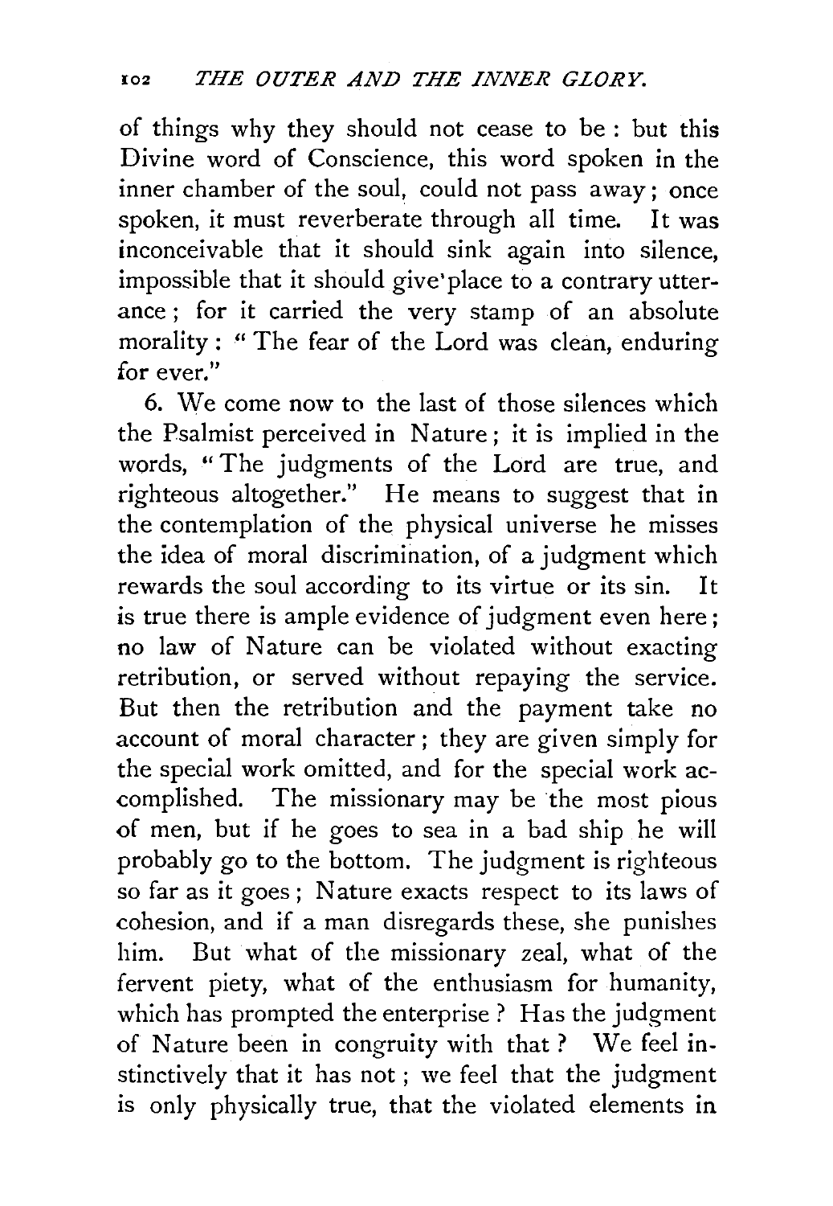of things why they should not cease to be : but this Divine word of Conscience, this word spoken in the inner chamber of the soul, could not pass away; once spoken, it must reverberate through all time. It was inconceivable that it should sink again into silence, impossible that it should give place to a contrary utterance; for it carried the very stamp of an absolute morality: "The fear of the Lord was clean, enduring for ever."

6. We come now to the last of those silences which the Psalmist perceived in Nature; it is implied in the words, "The judgments of the Lord are true, and righteous altogether." He means to suggest that in the contemplation of the physical universe he misses the idea of moral discrimination, of a judgment which rewards the soul according to its virtue or its sin. It is true there is ample evidence of judgment even here; no law of Nature can be violated without exacting retribution, or served without repaying the service. But then the retribution and the payment take no account of moral character; they are given simply for the special work omitted, and for the special work accomplished. The missionary may be the most pious of men, but if he goes to sea in a bad ship he will probably go to the bottom. The judgment is righteous so far as it goes; Nature exacts respect to its laws of cohesion, and if a man disregards these, she punishes him. But what of the missionary zeal, what of the fervent piety, what of the enthusiasm for humanity, which has prompted the enterprise? Has the judgment of Nature been in congruity with that? We feel instinctively that it has not; we feel that the judgment is only physically true, that the violated elements in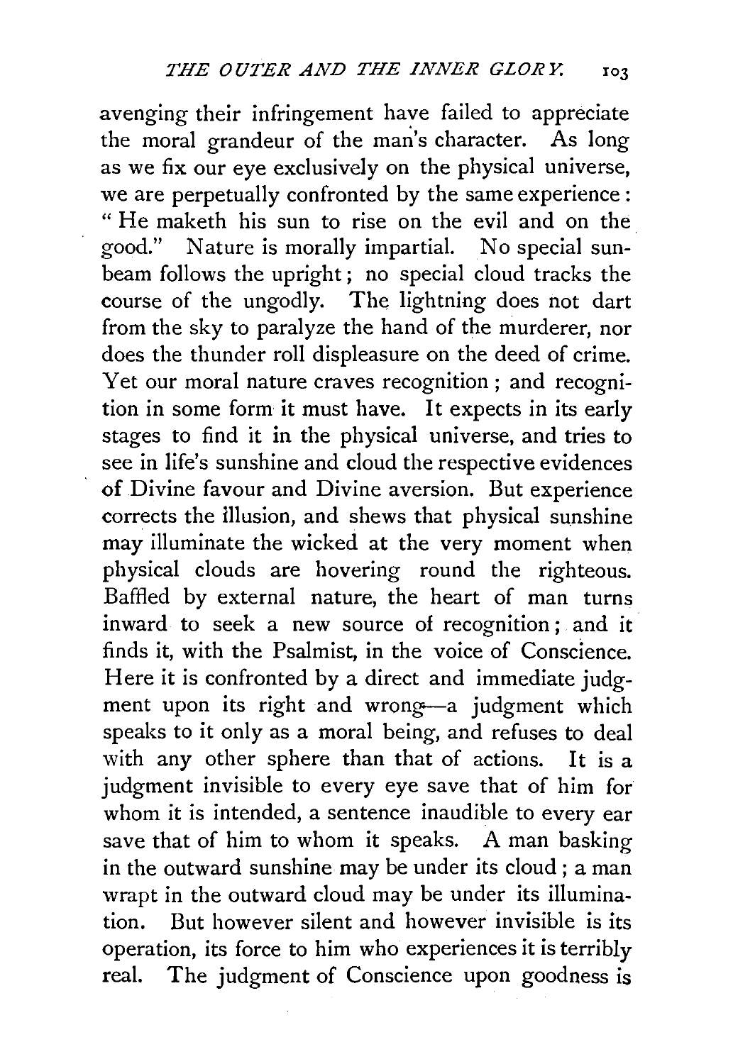avenging their infringement have failed to appreciate the moral grandeur of the man's character. As long as we fix our eye exclusively on the physical universe, we are perpetually confronted by the same experience: "He maketh his sun to rise on the evil and on the good." Nature is morally impartial. No special sunbeam follows the upright; no special cloud tracks the course of the ungodly. The lightning does not dart from the sky to paralyze the hand of the murderer, nor does the thunder roll displeasure on the deed of crime. Yet our moral nature craves recognition; and recognition in some form it must have. It expects in its early stages to find it in the physical universe, and tries to see in life's sunshine and cloud the respective evidences of Divine favour and Divine aversion. But experience corrects the illusion, and shews that physical sunshine may illuminate the wicked at the very moment when physical clouds are hovering round the righteous. Baffled by external nature, the heart of man turns inward to seek a new source of recognition; and it finds it, with the Psalmist, in the voice of Conscience. Here it is confronted by a direct and immediate judgment upon its right and wrong—a judgment which speaks to it only as a moral being, and refuses to deal with any other sphere than that of actions. It is a judgment invisible to every eye save that of him for whom it is intended, a sentence inaudible to every ear save that of him to whom it speaks. A man basking in the outward sunshine may be under its cloud; a man wrapt in the outward cloud may be under its illumination. But however silent and however invisible is its operation, its force to him who experiences it is terribly real. The judgment of Conscience upon goodness is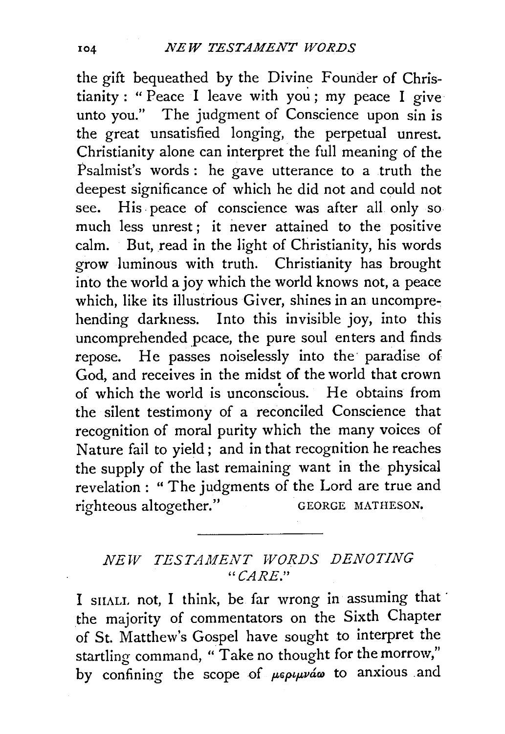the gift bequeathed by the Divine Founder of Christianity: "Peace I leave with you; my peace I give unto you." The judgment of Conscience upon sin is the great unsatisfied longing, the perpetual unrest. Christianity alone can interpret the full meaning of the Psalmist's words: he gave utterance to a truth the deepest significance of which he did not and could not see. His peace of conscience was after all only so much less unrest; it never attained to the positive calm. But, read in the light of Christianity, his words grow luminous with truth. Christianity has brought into the world a joy which the world knows not, a peace which, like its illustrious Giver, shines in an uncomprehending darkness. Into this invisible joy, into this uncomprehended peace, the pure soul enters and finds repose. He passes noiselessly into the paradise of God, and receives in the midst of the world that crown of which the world is unconscious. He obtains from the silent testimony of a reconciled Conscience that recognition of moral purity which the many voices of Nature fail to yield; and in that recognition he reaches the supply of the last remaining want in the physical revelation: "The judgments of the Lord are true and righteous altogether."

GEORGE MATHESON.

---

## *NEW TESTAMENT WORDS DENOTING "CARE."*

I SHALL not, I think, be far wrong in assuming that the majority of commentators on the Sixth Chapter of St. Matthew's Gospel have sought to interpret the startling command, "Take no thought for the morrow," by confining the scope of *μεριμνάω* to anxious and